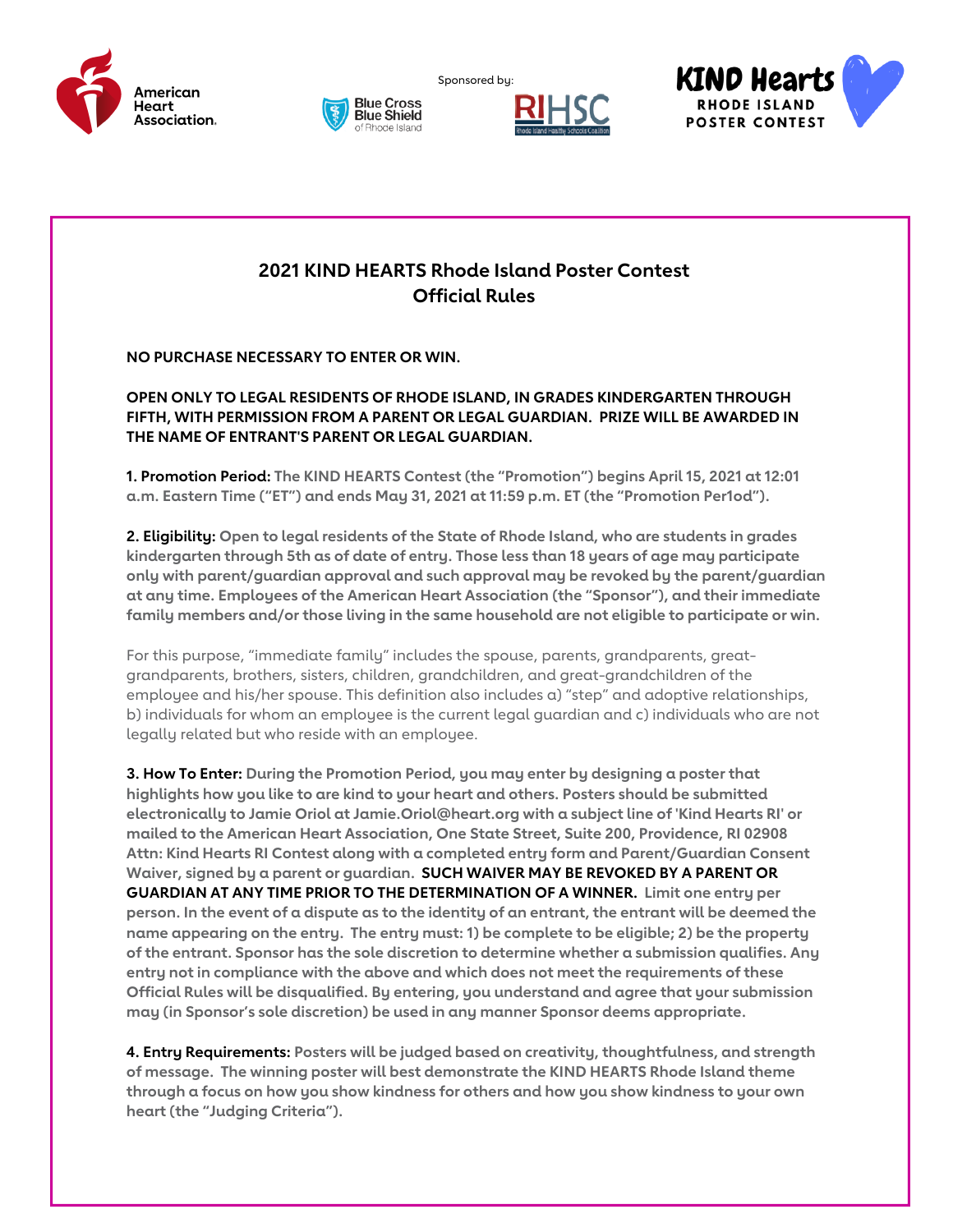American Heart Association.

Sponsored by:

Blue Cross Blue Shield of Rhode Island

RIHSC Rhode Island Healthy Schools Coalition

KIND Hearts RHODE ISLAND POSTER CONTEST

# 2021 KIND HEARTS Rhode Island Poster Contest
# Official Rules

**NO PURCHASE NECESSARY TO ENTER OR WIN.**

**OPEN ONLY TO LEGAL RESIDENTS OF RHODE ISLAND, IN GRADES KINDERGARTEN THROUGH FIFTH, WITH PERMISSION FROM A PARENT OR LEGAL GUARDIAN. PRIZE WILL BE AWARDED IN THE NAME OF ENTRANT'S PARENT OR LEGAL GUARDIAN.**

**1. Promotion Period:** The KIND HEARTS Contest (the "Promotion") begins April 15, 2021 at 12:01 a.m. Eastern Time ("ET") and ends May 31, 2021 at 11:59 p.m. ET (the "Promotion Per1od").

**2. Eligibility:** Open to legal residents of the State of Rhode Island, who are students in grades kindergarten through 5th as of date of entry. Those less than 18 years of age may participate only with parent/guardian approval and such approval may be revoked by the parent/guardian at any time. Employees of the American Heart Association (the "Sponsor"), and their immediate family members and/or those living in the same household are not eligible to participate or win.

For this purpose, "immediate family" includes the spouse, parents, grandparents, great-grandparents, brothers, sisters, children, grandchildren, and great-grandchildren of the employee and his/her spouse. This definition also includes a) "step" and adoptive relationships, b) individuals for whom an employee is the current legal guardian and c) individuals who are not legally related but who reside with an employee.

**3. How To Enter:** During the Promotion Period, you may enter by designing a poster that highlights how you like to are kind to your heart and others. Posters should be submitted electronically to Jamie Oriol at Jamie.Oriol@heart.org with a subject line of 'Kind Hearts RI' or mailed to the American Heart Association, One State Street, Suite 200, Providence, RI 02908 Attn: Kind Hearts RI Contest along with a completed entry form and Parent/Guardian Consent Waiver, signed by a parent or guardian. **SUCH WAIVER MAY BE REVOKED BY A PARENT OR GUARDIAN AT ANY TIME PRIOR TO THE DETERMINATION OF A WINNER.** Limit one entry per person. In the event of a dispute as to the identity of an entrant, the entrant will be deemed the name appearing on the entry. The entry must: 1) be complete to be eligible; 2) be the property of the entrant. Sponsor has the sole discretion to determine whether a submission qualifies. Any entry not in compliance with the above and which does not meet the requirements of these Official Rules will be disqualified. By entering, you understand and agree that your submission may (in Sponsor's sole discretion) be used in any manner Sponsor deems appropriate.

**4. Entry Requirements:** Posters will be judged based on creativity, thoughtfulness, and strength of message. The winning poster will best demonstrate the KIND HEARTS Rhode Island theme through a focus on how you show kindness for others and how you show kindness to your own heart (the "Judging Criteria").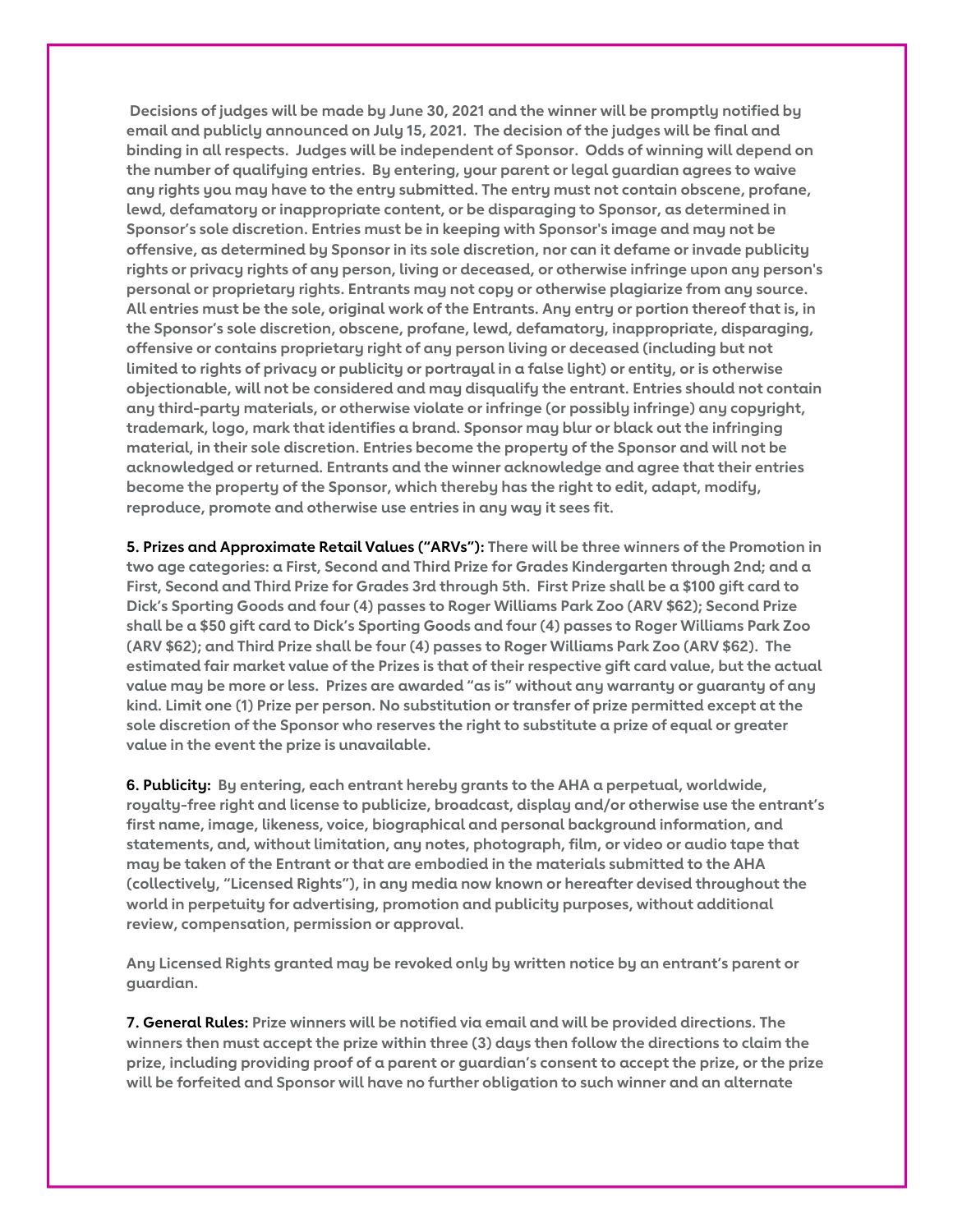Decisions of judges will be made by June 30, 2021 and the winner will be promptly notified by email and publicly announced on July 15, 2021. The decision of the judges will be final and binding in all respects. Judges will be independent of Sponsor. Odds of winning will depend on the number of qualifying entries. By entering, your parent or legal guardian agrees to waive any rights you may have to the entry submitted. The entry must not contain obscene, profane, lewd, defamatory or inappropriate content, or be disparaging to Sponsor, as determined in Sponsor's sole discretion. Entries must be in keeping with Sponsor's image and may not be offensive, as determined by Sponsor in its sole discretion, nor can it defame or invade publicity rights or privacy rights of any person, living or deceased, or otherwise infringe upon any person's personal or proprietary rights. Entrants may not copy or otherwise plagiarize from any source. All entries must be the sole, original work of the Entrants. Any entry or portion thereof that is, in the Sponsor's sole discretion, obscene, profane, lewd, defamatory, inappropriate, disparaging, offensive or contains proprietary right of any person living or deceased (including but not limited to rights of privacy or publicity or portrayal in a false light) or entity, or is otherwise objectionable, will not be considered and may disqualify the entrant. Entries should not contain any third-party materials, or otherwise violate or infringe (or possibly infringe) any copyright, trademark, logo, mark that identifies a brand. Sponsor may blur or black out the infringing material, in their sole discretion. Entries become the property of the Sponsor and will not be acknowledged or returned. Entrants and the winner acknowledge and agree that their entries become the property of the Sponsor, which thereby has the right to edit, adapt, modify, reproduce, promote and otherwise use entries in any way it sees fit.

**5. Prizes and Approximate Retail Values ("ARVs"):** There will be three winners of the Promotion in two age categories: a First, Second and Third Prize for Grades Kindergarten through 2nd; and a First, Second and Third Prize for Grades 3rd through 5th. First Prize shall be a $100 gift card to Dick's Sporting Goods and four (4) passes to Roger Williams Park Zoo (ARV $62); Second Prize shall be a $50 gift card to Dick's Sporting Goods and four (4) passes to Roger Williams Park Zoo (ARV $62); and Third Prize shall be four (4) passes to Roger Williams Park Zoo (ARV $62). The estimated fair market value of the Prizes is that of their respective gift card value, but the actual value may be more or less. Prizes are awarded "as is" without any warranty or guaranty of any kind. Limit one (1) Prize per person. No substitution or transfer of prize permitted except at the sole discretion of the Sponsor who reserves the right to substitute a prize of equal or greater value in the event the prize is unavailable.

**6. Publicity:** By entering, each entrant hereby grants to the AHA a perpetual, worldwide, royalty-free right and license to publicize, broadcast, display and/or otherwise use the entrant's first name, image, likeness, voice, biographical and personal background information, and statements, and, without limitation, any notes, photograph, film, or video or audio tape that may be taken of the Entrant or that are embodied in the materials submitted to the AHA (collectively, "Licensed Rights"), in any media now known or hereafter devised throughout the world in perpetuity for advertising, promotion and publicity purposes, without additional review, compensation, permission or approval.

Any Licensed Rights granted may be revoked only by written notice by an entrant's parent or guardian.

**7. General Rules:** Prize winners will be notified via email and will be provided directions. The winners then must accept the prize within three (3) days then follow the directions to claim the prize, including providing proof of a parent or guardian's consent to accept the prize, or the prize will be forfeited and Sponsor will have no further obligation to such winner and an alternate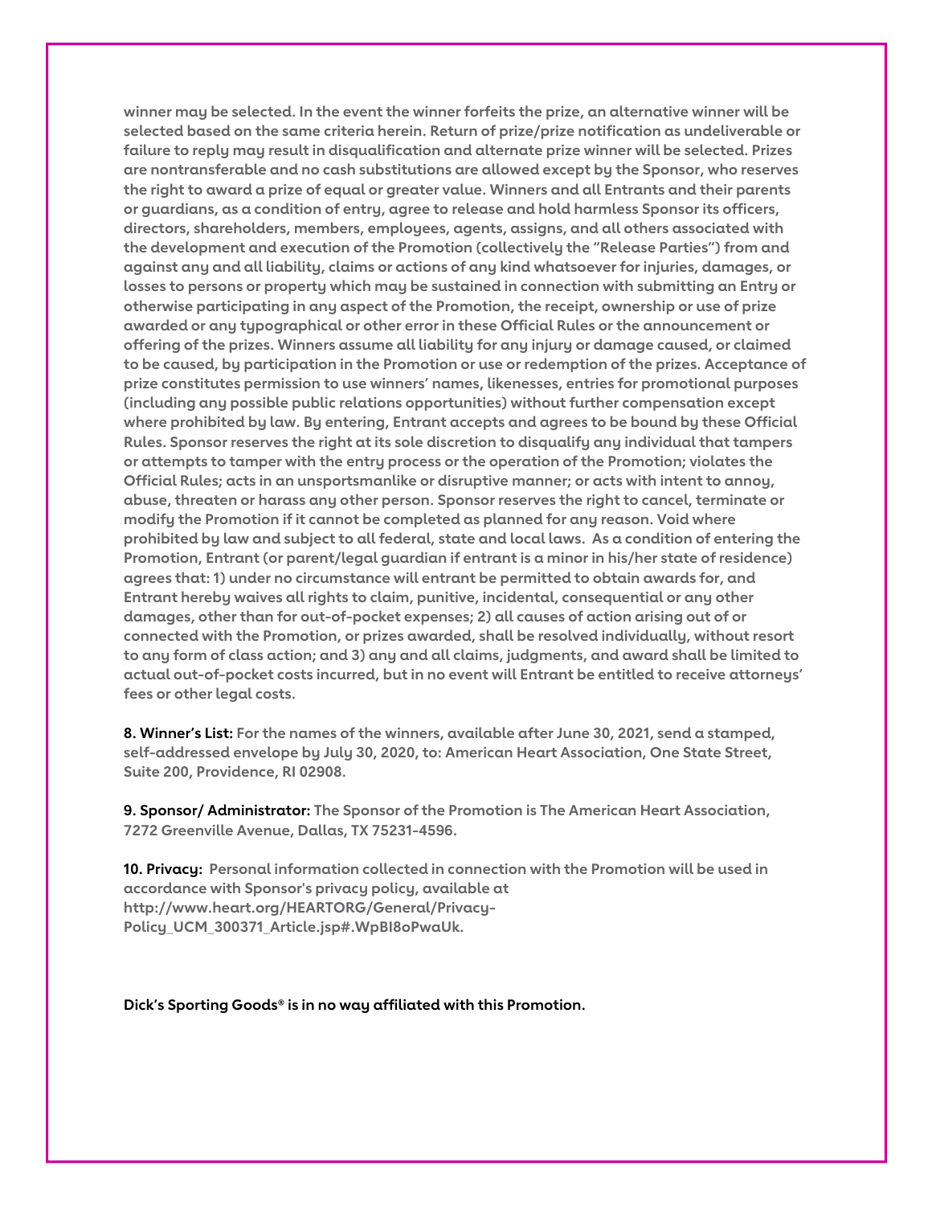winner may be selected. In the event the winner forfeits the prize, an alternative winner will be selected based on the same criteria herein. Return of prize/prize notification as undeliverable or failure to reply may result in disqualification and alternate prize winner will be selected. Prizes are nontransferable and no cash substitutions are allowed except by the Sponsor, who reserves the right to award a prize of equal or greater value. Winners and all Entrants and their parents or guardians, as a condition of entry, agree to release and hold harmless Sponsor its officers, directors, shareholders, members, employees, agents, assigns, and all others associated with the development and execution of the Promotion (collectively the "Release Parties") from and against any and all liability, claims or actions of any kind whatsoever for injuries, damages, or losses to persons or property which may be sustained in connection with submitting an Entry or otherwise participating in any aspect of the Promotion, the receipt, ownership or use of prize awarded or any typographical or other error in these Official Rules or the announcement or offering of the prizes. Winners assume all liability for any injury or damage caused, or claimed to be caused, by participation in the Promotion or use or redemption of the prizes. Acceptance of prize constitutes permission to use winners' names, likenesses, entries for promotional purposes (including any possible public relations opportunities) without further compensation except where prohibited by law. By entering, Entrant accepts and agrees to be bound by these Official Rules. Sponsor reserves the right at its sole discretion to disqualify any individual that tampers or attempts to tamper with the entry process or the operation of the Promotion; violates the Official Rules; acts in an unsportsmanlike or disruptive manner; or acts with intent to annoy, abuse, threaten or harass any other person. Sponsor reserves the right to cancel, terminate or modify the Promotion if it cannot be completed as planned for any reason. Void where prohibited by law and subject to all federal, state and local laws. As a condition of entering the Promotion, Entrant (or parent/legal guardian if entrant is a minor in his/her state of residence) agrees that: 1) under no circumstance will entrant be permitted to obtain awards for, and Entrant hereby waives all rights to claim, punitive, incidental, consequential or any other damages, other than for out-of-pocket expenses; 2) all causes of action arising out of or connected with the Promotion, or prizes awarded, shall be resolved individually, without resort to any form of class action; and 3) any and all claims, judgments, and award shall be limited to actual out-of-pocket costs incurred, but in no event will Entrant be entitled to receive attorneys' fees or other legal costs.

**8. Winner's List:** For the names of the winners, available after June 30, 2021, send a stamped, self-addressed envelope by July 30, 2020, to: American Heart Association, One State Street, Suite 200, Providence, RI 02908.

**9. Sponsor/ Administrator:** The Sponsor of the Promotion is The American Heart Association, 7272 Greenville Avenue, Dallas, TX 75231-4596.

**10. Privacy:** Personal information collected in connection with the Promotion will be used in accordance with Sponsor's privacy policy, available at http://www.heart.org/HEARTORG/General/Privacy-Policy_UCM_300371_Article.jsp#.WpBI8oPwaUk.

**Dick's Sporting Goods® is in no way affiliated with this Promotion.**